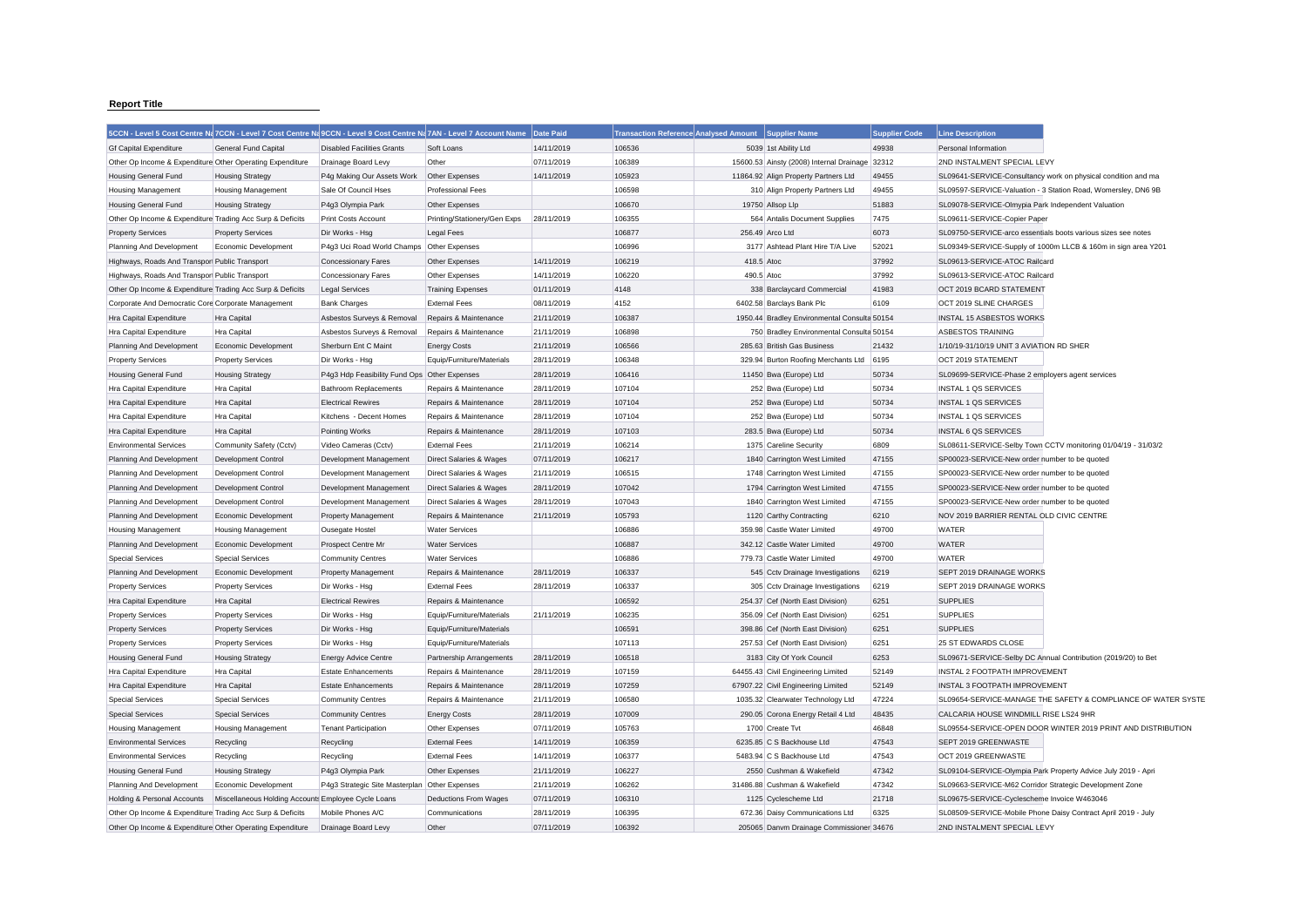**Report Title**

| 5CCN - Level 5 Cost Centre Na | 7CCN - Level 7 Cost Centre Na | 9CCN - Level 9 Cost Centre Na | 7AN - Level 7 Account Name | Date Paid | Transaction Reference | Analysed Amount | Supplier Name | Supplier Code | Line Description |
|---|---|---|---|---|---|---|---|---|---|
| Gf Capital Expenditure | General Fund Capital | Disabled Facilities Grants | Soft Loans | 14/11/2019 | 106536 | 5039 | 1st Ability Ltd | 49938 | Personal Information |
| Other Op Income & Expenditure | Other Operating Expenditure | Drainage Board Levy | Other | 07/11/2019 | 106389 | 15600.53 | Ainsty (2008) Internal Drainage | 32312 | 2ND INSTALMENT SPECIAL LEVY |
| Housing General Fund | Housing Strategy | P4g Making Our Assets Work | Other Expenses | 14/11/2019 | 105923 | 11864.92 | Align Property Partners Ltd | 49455 | SL09641-SERVICE-Consultancy work on physical condition and ma |
| Housing Management | Housing Management | Sale Of Council Hses | Professional Fees | | 106598 | 310 | Align Property Partners Ltd | 49455 | SL09597-SERVICE-Valuation - 3 Station Road, Womersley, DN6 9B |
| Housing General Fund | Housing Strategy | P4g3 Olympia Park | Other Expenses | | 106670 | 19750 | Allsop Llp | 51883 | SL09078-SERVICE-Olmypia Park Independent Valuation |
| Other Op Income & Expenditure | Trading Acc Surp & Deficits | Print Costs Account | Printing/Stationery/Gen Exps | 28/11/2019 | 106355 | 564 | Antalis Document Supplies | 7475 | SL09611-SERVICE-Copier Paper |
| Property Services | Property Services | Dir Works - Hsg | Legal Fees | | 106877 | 256.49 | Arco Ltd | 6073 | SL09750-SERVICE-arco essentials boots various sizes see notes |
| Planning And Development | Economic Development | P4g3 Uci Road World Champs | Other Expenses | | 106996 | 3177 | Ashtead Plant Hire T/A Live | 52021 | SL09349-SERVICE-Supply of 1000m LLCB & 160m in sign area Y201 |
| Highways, Roads And Transport | Public Transport | Concessionary Fares | Other Expenses | 14/11/2019 | 106219 | 418.5 | Atoc | 37992 | SL09613-SERVICE-ATOC Railcard |
| Highways, Roads And Transport | Public Transport | Concessionary Fares | Other Expenses | 14/11/2019 | 106220 | 490.5 | Atoc | 37992 | SL09613-SERVICE-ATOC Railcard |
| Other Op Income & Expenditure | Trading Acc Surp & Deficits | Legal Services | Training Expenses | 01/11/2019 | 4148 | 338 | Barclaycard Commercial | 41983 | OCT 2019 BCARD STATEMENT |
| Corporate And Democratic Core | Corporate Management | Bank Charges | External Fees | 08/11/2019 | 4152 | 6402.58 | Barclays Bank Plc | 6109 | OCT 2019 SLINE CHARGES |
| Hra Capital Expenditure | Hra Capital | Asbestos Surveys & Removal | Repairs & Maintenance | 21/11/2019 | 106387 | 1950.44 | Bradley Environmental Consulta | 50154 | INSTAL 15 ASBESTOS WORKS |
| Hra Capital Expenditure | Hra Capital | Asbestos Surveys & Removal | Repairs & Maintenance | 21/11/2019 | 106898 | 750 | Bradley Environmental Consulta | 50154 | ASBESTOS TRAINING |
| Planning And Development | Economic Development | Sherburn Ent C Maint | Energy Costs | 21/11/2019 | 106566 | 285.63 | British Gas Business | 21432 | 1/10/19-31/10/19 UNIT 3 AVIATION RD SHER |
| Property Services | Property Services | Dir Works - Hsg | Equip/Furniture/Materials | 28/11/2019 | 106348 | 329.94 | Burton Roofing Merchants Ltd | 6195 | OCT 2019 STATEMENT |
| Housing General Fund | Housing Strategy | P4g3 Hdp Feasibility Fund Ops | Other Expenses | 28/11/2019 | 106416 | 11450 | Bwa (Europe) Ltd | 50734 | SL09699-SERVICE-Phase 2 employers agent services |
| Hra Capital Expenditure | Hra Capital | Bathroom Replacements | Repairs & Maintenance | 28/11/2019 | 107104 | 252 | Bwa (Europe) Ltd | 50734 | INSTAL 1 QS SERVICES |
| Hra Capital Expenditure | Hra Capital | Electrical Rewires | Repairs & Maintenance | 28/11/2019 | 107104 | 252 | Bwa (Europe) Ltd | 50734 | INSTAL 1 QS SERVICES |
| Hra Capital Expenditure | Hra Capital | Kitchens - Decent Homes | Repairs & Maintenance | 28/11/2019 | 107104 | 252 | Bwa (Europe) Ltd | 50734 | INSTAL 1 QS SERVICES |
| Hra Capital Expenditure | Hra Capital | Pointing Works | Repairs & Maintenance | 28/11/2019 | 107103 | 283.5 | Bwa (Europe) Ltd | 50734 | INSTAL 6 QS SERVICES |
| Environmental Services | Community Safety (Cctv) | Video Cameras (Cctv) | External Fees | 21/11/2019 | 106214 | 1375 | Careline Security | 6809 | SL08611-SERVICE-Selby Town CCTV monitoring 01/04/19 - 31/03/2 |
| Planning And Development | Development Control | Development Management | Direct Salaries & Wages | 07/11/2019 | 106217 | 1840 | Carrington West Limited | 47155 | SP00023-SERVICE-New order number to be quoted |
| Planning And Development | Development Control | Development Management | Direct Salaries & Wages | 21/11/2019 | 106515 | 1748 | Carrington West Limited | 47155 | SP00023-SERVICE-New order number to be quoted |
| Planning And Development | Development Control | Development Management | Direct Salaries & Wages | 28/11/2019 | 107042 | 1794 | Carrington West Limited | 47155 | SP00023-SERVICE-New order number to be quoted |
| Planning And Development | Development Control | Development Management | Direct Salaries & Wages | 28/11/2019 | 107043 | 1840 | Carrington West Limited | 47155 | SP00023-SERVICE-New order number to be quoted |
| Planning And Development | Economic Development | Property Management | Repairs & Maintenance | 21/11/2019 | 105793 | 1120 | Carthy Contracting | 6210 | NOV 2019 BARRIER RENTAL OLD CIVIC CENTRE |
| Housing Management | Housing Management | Ousegate Hostel | Water Services | | 106886 | 359.98 | Castle Water Limited | 49700 | WATER |
| Planning And Development | Economic Development | Prospect Centre Mr | Water Services | | 106887 | 342.12 | Castle Water Limited | 49700 | WATER |
| Special Services | Special Services | Community Centres | Water Services | | 106886 | 779.73 | Castle Water Limited | 49700 | WATER |
| Planning And Development | Economic Development | Property Management | Repairs & Maintenance | 28/11/2019 | 106337 | 545 | Cctv Drainage Investigations | 6219 | SEPT 2019 DRAINAGE WORKS |
| Property Services | Property Services | Dir Works - Hsg | External Fees | 28/11/2019 | 106337 | 305 | Cctv Drainage Investigations | 6219 | SEPT 2019 DRAINAGE WORKS |
| Hra Capital Expenditure | Hra Capital | Electrical Rewires | Repairs & Maintenance | | 106592 | 254.37 | Cef (North East Division) | 6251 | SUPPLIES |
| Property Services | Property Services | Dir Works - Hsg | Equip/Furniture/Materials | 21/11/2019 | 106235 | 356.09 | Cef (North East Division) | 6251 | SUPPLIES |
| Property Services | Property Services | Dir Works - Hsg | Equip/Furniture/Materials | | 106591 | 398.86 | Cef (North East Division) | 6251 | SUPPLIES |
| Property Services | Property Services | Dir Works - Hsg | Equip/Furniture/Materials | | 107113 | 257.53 | Cef (North East Division) | 6251 | 25 ST EDWARDS CLOSE |
| Housing General Fund | Housing Strategy | Energy Advice Centre | Partnership Arrangements | 28/11/2019 | 106518 | 3183 | City Of York Council | 6253 | SL09671-SERVICE-Selby DC Annual Contribution (2019/20) to Bet |
| Hra Capital Expenditure | Hra Capital | Estate Enhancements | Repairs & Maintenance | 28/11/2019 | 107159 | 64455.43 | Civil Engineering Limited | 52149 | INSTAL 2 FOOTPATH IMPROVEMENT |
| Hra Capital Expenditure | Hra Capital | Estate Enhancements | Repairs & Maintenance | 28/11/2019 | 107259 | 67907.22 | Civil Engineering Limited | 52149 | INSTAL 3 FOOTPATH IMPROVEMENT |
| Special Services | Special Services | Community Centres | Repairs & Maintenance | 21/11/2019 | 106580 | 1035.32 | Clearwater Technology Ltd | 47224 | SL09654-SERVICE-MANAGE THE SAFETY & COMPLIANCE OF WATER SYSTE |
| Special Services | Special Services | Community Centres | Energy Costs | 28/11/2019 | 107009 | 290.05 | Corona Energy Retail 4 Ltd | 48435 | CALCARIA HOUSE WINDMILL RISE LS24 9HR |
| Housing Management | Housing Management | Tenant Participation | Other Expenses | 07/11/2019 | 105763 | 1700 | Create Tvt | 46848 | SL09554-SERVICE-OPEN DOOR WINTER 2019 PRINT AND DISTRIBUTION |
| Environmental Services | Recycling | Recycling | External Fees | 14/11/2019 | 106359 | 6235.85 | C S Backhouse Ltd | 47543 | SEPT 2019 GREENWASTE |
| Environmental Services | Recycling | Recycling | External Fees | 14/11/2019 | 106377 | 5483.94 | C S Backhouse Ltd | 47543 | OCT 2019 GREENWASTE |
| Housing General Fund | Housing Strategy | P4g3 Olympia Park | Other Expenses | 21/11/2019 | 106227 | 2550 | Cushman & Wakefield | 47342 | SL09104-SERVICE-Olympia Park Property Advice July 2019 - Apri |
| Planning And Development | Economic Development | P4g3 Strategic Site Masterplan | Other Expenses | 21/11/2019 | 106262 | 31486.88 | Cushman & Wakefield | 47342 | SL09663-SERVICE-M62 Corridor Strategic Development Zone |
| Holding & Personal Accounts | Miscellaneous Holding Accounts | Employee Cycle Loans | Deductions From Wages | 07/11/2019 | 106310 | 1125 | Cyclescheme Ltd | 21718 | SL09675-SERVICE-Cyclescheme Invoice W463046 |
| Other Op Income & Expenditure | Trading Acc Surp & Deficits | Mobile Phones A/C | Communications | 28/11/2019 | 106395 | 672.36 | Daisy Communications Ltd | 6325 | SL08509-SERVICE-Mobile Phone Daisy Contract April 2019 - July |
| Other Op Income & Expenditure | Other Operating Expenditure | Drainage Board Levy | Other | 07/11/2019 | 106392 | 205065 | Danvm Drainage Commissioner | 34676 | 2ND INSTALMENT SPECIAL LEVY |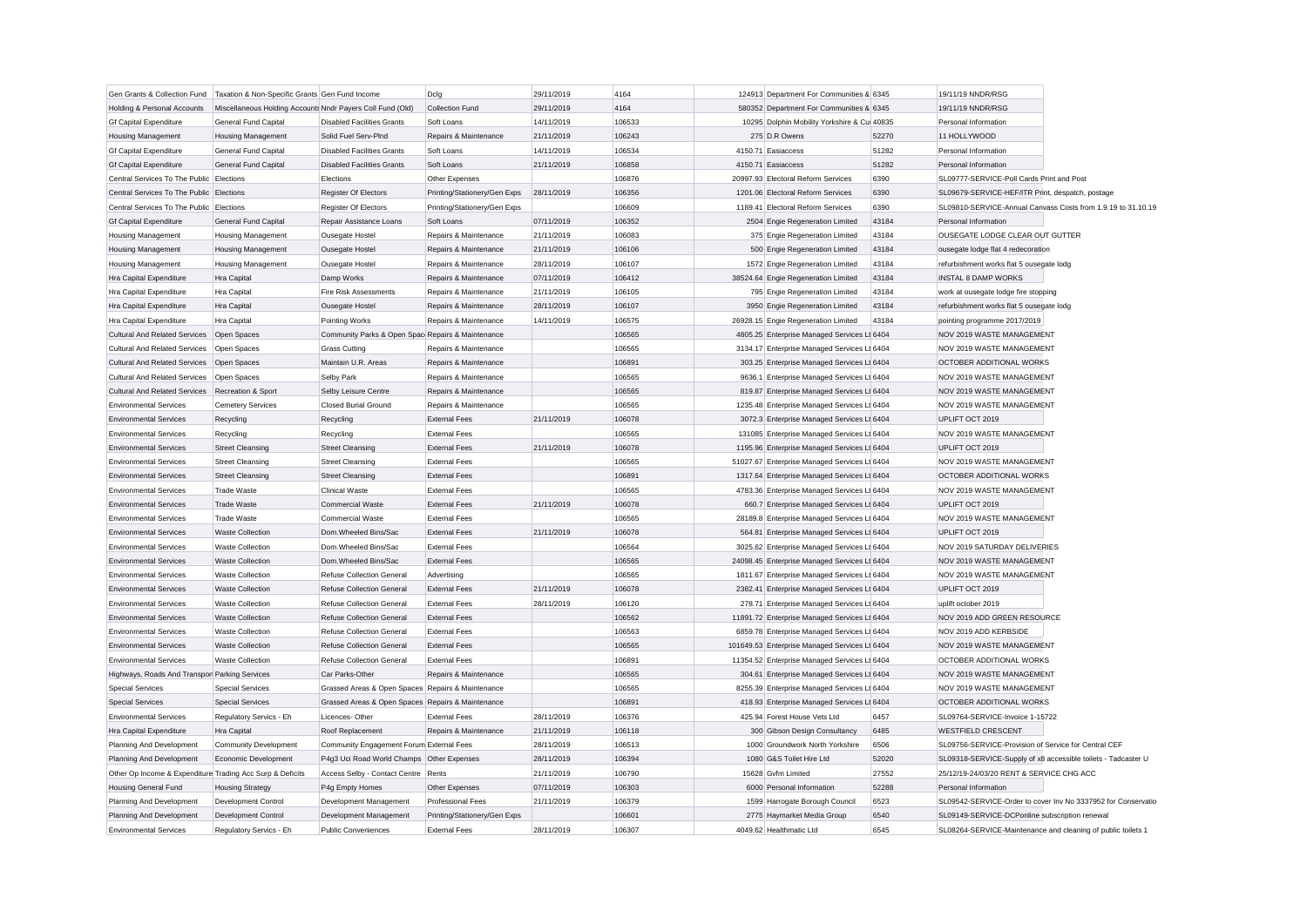| | | | | | | | | | |
|---|---|---|---|---|---|---|---|---|---|
| Gen Grants & Collection Fund | Taxation & Non-Specific Grants | Gen Fund Income | Dclg | 29/11/2019 | 4164 | 124913 | Department For Communities & | 6345 | 19/11/19 NNDR/RSG |
| Holding & Personal Accounts | Miscellaneous Holding Accounts | Nndr Payers Coll Fund (Old) | Collection Fund | 29/11/2019 | 4164 | 580352 | Department For Communities & | 6345 | 19/11/19 NNDR/RSG |
| Gf Capital Expenditure | General Fund Capital | Disabled Facilities Grants | Soft Loans | 14/11/2019 | 106533 | 10295 | Dolphin Mobility Yorkshire & Cu | 40835 | Personal Information |
| Housing Management | Housing Management | Solid Fuel Serv-Plnd | Repairs & Maintenance | 21/11/2019 | 106243 | 275 | D.R Owens | 52270 | 11 HOLLYWOOD |
| Gf Capital Expenditure | General Fund Capital | Disabled Facilities Grants | Soft Loans | 14/11/2019 | 106534 | 4150.71 | Easiaccess | 51282 | Personal Information |
| Gf Capital Expenditure | General Fund Capital | Disabled Facilities Grants | Soft Loans | 21/11/2019 | 106858 | 4150.71 | Easiaccess | 51282 | Personal Information |
| Central Services To The Public | Elections | Elections | Other Expenses | | 106876 | 20997.93 | Electoral Reform Services | 6390 | SL09777-SERVICE-Poll Cards Print and Post |
| Central Services To The Public | Elections | Register Of Electors | Printing/Stationery/Gen Exps | 28/11/2019 | 106356 | 1201.06 | Electoral Reform Services | 6390 | SL09679-SERVICE-HEF/ITR Print, despatch, postage |
| Central Services To The Public | Elections | Register Of Electors | Printing/Stationery/Gen Exps | | 106609 | 1189.41 | Electoral Reform Services | 6390 | SL09810-SERVICE-Annual Canvass Costs from 1.9.19 to 31.10.19 |
| Gf Capital Expenditure | General Fund Capital | Repair Assistance Loans | Soft Loans | 07/11/2019 | 106352 | 2504 | Engie Regeneration Limited | 43184 | Personal Information |
| Housing Management | Housing Management | Ousegate Hostel | Repairs & Maintenance | 21/11/2019 | 106083 | 375 | Engie Regeneration Limited | 43184 | OUSEGATE LODGE CLEAR OUT GUTTER |
| Housing Management | Housing Management | Ousegate Hostel | Repairs & Maintenance | 21/11/2019 | 106106 | 500 | Engie Regeneration Limited | 43184 | ousegate lodge flat 4 redecoration |
| Housing Management | Housing Management | Ousegate Hostel | Repairs & Maintenance | 28/11/2019 | 106107 | 1572 | Engie Regeneration Limited | 43184 | refurbishment works flat 5 ousegate lodg |
| Hra Capital Expenditure | Hra Capital | Damp Works | Repairs & Maintenance | 07/11/2019 | 106412 | 38524.64 | Engie Regeneration Limited | 43184 | INSTAL 8 DAMP WORKS |
| Hra Capital Expenditure | Hra Capital | Fire Risk Assessments | Repairs & Maintenance | 21/11/2019 | 106105 | 795 | Engie Regeneration Limited | 43184 | work at ousegate lodge fire stopping |
| Hra Capital Expenditure | Hra Capital | Ousegate Hostel | Repairs & Maintenance | 28/11/2019 | 106107 | 3950 | Engie Regeneration Limited | 43184 | refurbishment works flat 5 ousegate lodg |
| Hra Capital Expenditure | Hra Capital | Pointing Works | Repairs & Maintenance | 14/11/2019 | 106575 | 26928.15 | Engie Regeneration Limited | 43184 | pointing programme 2017/2019 |
| Cultural And Related Services | Open Spaces | Community Parks & Open Spac | Repairs & Maintenance | | 106565 | 4805.25 | Enterprise Managed Services Lt | 6404 | NOV 2019 WASTE MANAGEMENT |
| Cultural And Related Services | Open Spaces | Grass Cutting | Repairs & Maintenance | | 106565 | 3134.17 | Enterprise Managed Services Lt | 6404 | NOV 2019 WASTE MANAGEMENT |
| Cultural And Related Services | Open Spaces | Maintain U.R. Areas | Repairs & Maintenance | | 106891 | 303.25 | Enterprise Managed Services Lt | 6404 | OCTOBER ADDITIONAL WORKS |
| Cultural And Related Services | Open Spaces | Selby Park | Repairs & Maintenance | | 106565 | 9636.1 | Enterprise Managed Services Lt | 6404 | NOV 2019 WASTE MANAGEMENT |
| Cultural And Related Services | Recreation & Sport | Selby Leisure Centre | Repairs & Maintenance | | 106565 | 819.87 | Enterprise Managed Services Lt | 6404 | NOV 2019 WASTE MANAGEMENT |
| Environmental Services | Cemetery Services | Closed Burial Ground | Repairs & Maintenance | | 106565 | 1235.48 | Enterprise Managed Services Lt | 6404 | NOV 2019 WASTE MANAGEMENT |
| Environmental Services | Recycling | Recycling | External Fees | 21/11/2019 | 106078 | 3072.3 | Enterprise Managed Services Lt | 6404 | UPLIFT OCT 2019 |
| Environmental Services | Recycling | Recycling | External Fees | | 106565 | 131085 | Enterprise Managed Services Lt | 6404 | NOV 2019 WASTE MANAGEMENT |
| Environmental Services | Street Cleansing | Street Cleansing | External Fees | 21/11/2019 | 106078 | 1195.96 | Enterprise Managed Services Lt | 6404 | UPLIFT OCT 2019 |
| Environmental Services | Street Cleansing | Street Cleansing | External Fees | | 106565 | 51027.67 | Enterprise Managed Services Lt | 6404 | NOV 2019 WASTE MANAGEMENT |
| Environmental Services | Street Cleansing | Street Cleansing | External Fees | | 106891 | 1317.64 | Enterprise Managed Services Lt | 6404 | OCTOBER ADDITIONAL WORKS |
| Environmental Services | Trade Waste | Clinical Waste | External Fees | | 106565 | 4783.36 | Enterprise Managed Services Lt | 6404 | NOV 2019 WASTE MANAGEMENT |
| Environmental Services | Trade Waste | Commercial Waste | External Fees | 21/11/2019 | 106078 | 660.7 | Enterprise Managed Services Lt | 6404 | UPLIFT OCT 2019 |
| Environmental Services | Trade Waste | Commercial Waste | External Fees | | 106565 | 28189.8 | Enterprise Managed Services Lt | 6404 | NOV 2019 WASTE MANAGEMENT |
| Environmental Services | Waste Collection | Dom.Wheeled Bins/Sac | External Fees | 21/11/2019 | 106078 | 564.81 | Enterprise Managed Services Lt | 6404 | UPLIFT OCT 2019 |
| Environmental Services | Waste Collection | Dom.Wheeled Bins/Sac | External Fees | | 106564 | 3025.62 | Enterprise Managed Services Lt | 6404 | NOV 2019 SATURDAY DELIVERIES |
| Environmental Services | Waste Collection | Dom.Wheeled Bins/Sac | External Fees | | 106565 | 24098.45 | Enterprise Managed Services Lt | 6404 | NOV 2019 WASTE MANAGEMENT |
| Environmental Services | Waste Collection | Refuse Collection General | Advertising | | 106565 | 1811.67 | Enterprise Managed Services Lt | 6404 | NOV 2019 WASTE MANAGEMENT |
| Environmental Services | Waste Collection | Refuse Collection General | External Fees | 21/11/2019 | 106078 | 2382.41 | Enterprise Managed Services Lt | 6404 | UPLIFT OCT 2019 |
| Environmental Services | Waste Collection | Refuse Collection General | External Fees | 28/11/2019 | 106120 | 278.71 | Enterprise Managed Services Lt | 6404 | uplift october 2019 |
| Environmental Services | Waste Collection | Refuse Collection General | External Fees | | 106562 | 11891.72 | Enterprise Managed Services Lt | 6404 | NOV 2019 ADD GREEN RESOURCE |
| Environmental Services | Waste Collection | Refuse Collection General | External Fees | | 106563 | 6859.78 | Enterprise Managed Services Lt | 6404 | NOV 2019 ADD KERBSIDE |
| Environmental Services | Waste Collection | Refuse Collection General | External Fees | | 106565 | 101649.53 | Enterprise Managed Services Lt | 6404 | NOV 2019 WASTE MANAGEMENT |
| Environmental Services | Waste Collection | Refuse Collection General | External Fees | | 106891 | 11354.52 | Enterprise Managed Services Lt | 6404 | OCTOBER ADDITIONAL WORKS |
| Highways, Roads And Transpor | Parking Services | Car Parks-Other | Repairs & Maintenance | | 106565 | 304.61 | Enterprise Managed Services Lt | 6404 | NOV 2019 WASTE MANAGEMENT |
| Special Services | Special Services | Grassed Areas & Open Spaces | Repairs & Maintenance | | 106565 | 8255.39 | Enterprise Managed Services Lt | 6404 | NOV 2019 WASTE MANAGEMENT |
| Special Services | Special Services | Grassed Areas & Open Spaces | Repairs & Maintenance | | 106891 | 418.93 | Enterprise Managed Services Lt | 6404 | OCTOBER ADDITIONAL WORKS |
| Environmental Services | Regulatory Servics - Eh | Licences- Other | External Fees | 28/11/2019 | 106376 | 425.94 | Forest House Vets Ltd | 6457 | SL09764-SERVICE-Invoice 1-15722 |
| Hra Capital Expenditure | Hra Capital | Roof Replacement | Repairs & Maintenance | 21/11/2019 | 106118 | 300 | Gibson Design Consultancy | 6485 | WESTFIELD CRESCENT |
| Planning And Development | Community Development | Community Engagement Forum | External Fees | 28/11/2019 | 106513 | 1000 | Groundwork North Yorkshire | 6506 | SL09756-SERVICE-Provision of Service for Central CEF |
| Planning And Development | Economic Development | P4g3 Uci Road World Champs | Other Expenses | 28/11/2019 | 106394 | 1080 | G&S Toilet Hire Ltd | 52020 | SL09318-SERVICE-Supply of x8 accessible toilets - Tadcaster U |
| Other Op Income & Expenditure | Trading Acc Surp & Deficits | Access Selby - Contact Centre | Rents | 21/11/2019 | 106790 | 15628 | Gvfm Limited | 27552 | 25/12/19-24/03/20 RENT & SERVICE CHG ACC |
| Housing General Fund | Housing Strategy | P4g Empty Homes | Other Expenses | 07/11/2019 | 106303 | 6000 | Personal Information | 52288 | Personal Information |
| Planning And Development | Development Control | Development Management | Professional Fees | 21/11/2019 | 106379 | 1599 | Harrogate Borough Council | 6523 | SL09542-SERVICE-Order to cover Inv No 3337952 for Conservatio |
| Planning And Development | Development Control | Development Management | Printing/Stationery/Gen Exps | | 106601 | 2775 | Haymarket Media Group | 6540 | SL09149-SERVICE-DCPonline subscription renewal |
| Environmental Services | Regulatory Servics - Eh | Public Conveniences | External Fees | 28/11/2019 | 106307 | 4049.62 | Healthmatic Ltd | 6545 | SL08264-SERVICE-Maintenance and cleaning of public toilets 1 |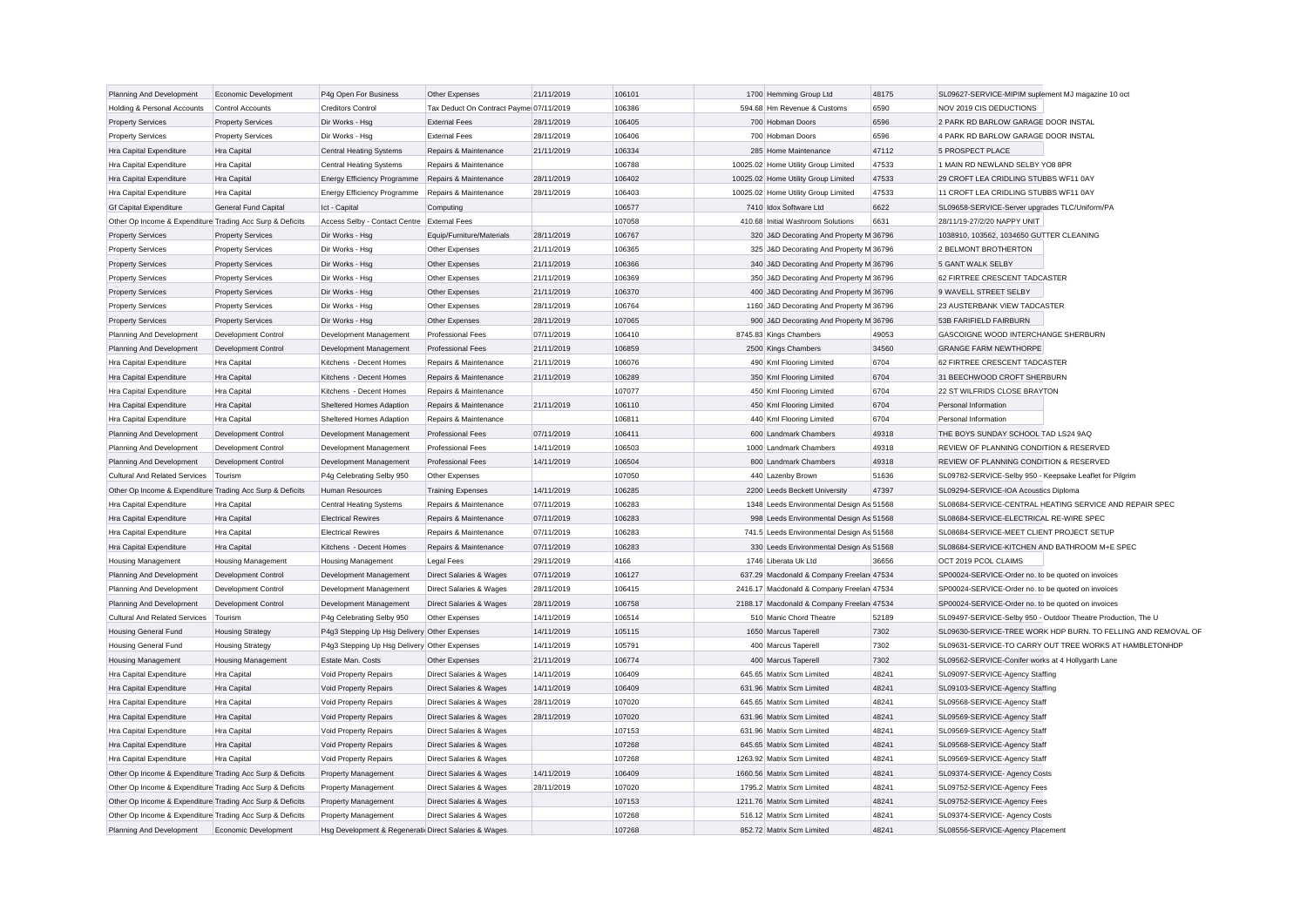| | | | | | | | | | |
|---|---|---|---|---|---|---|---|---|---|
| Planning And Development | Economic Development | P4g Open For Business | Other Expenses | 21/11/2019 | 106101 | 1700 | Hemming Group Ltd | 48175 | SL09627-SERVICE-MIPIM suplement MJ magazine 10 oct |
| Holding & Personal Accounts | Control Accounts | Creditors Control | Tax Deduct On Contract Payme | 07/11/2019 | 106386 | 594.68 | Hm Revenue & Customs | 6590 | NOV 2019 CIS DEDUCTIONS |
| Property Services | Property Services | Dir Works - Hsg | External Fees | 28/11/2019 | 106405 | 700 | Hobman Doors | 6596 | 2 PARK RD BARLOW GARAGE DOOR INSTAL |
| Property Services | Property Services | Dir Works - Hsg | External Fees | 28/11/2019 | 106406 | 700 | Hobman Doors | 6596 | 4 PARK RD BARLOW GARAGE DOOR INSTAL |
| Hra Capital Expenditure | Hra Capital | Central Heating Systems | Repairs & Maintenance | 21/11/2019 | 106334 | 285 | Home Maintenance | 47112 | 5 PROSPECT PLACE |
| Hra Capital Expenditure | Hra Capital | Central Heating Systems | Repairs & Maintenance | | 106788 | 10025.02 | Home Utility Group Limited | 47533 | 1 MAIN RD NEWLAND SELBY YO8 8PR |
| Hra Capital Expenditure | Hra Capital | Energy Efficiency Programme | Repairs & Maintenance | 28/11/2019 | 106402 | 10025.02 | Home Utility Group Limited | 47533 | 29 CROFT LEA CRIDLING STUBBS WF11 0AY |
| Hra Capital Expenditure | Hra Capital | Energy Efficiency Programme | Repairs & Maintenance | 28/11/2019 | 106403 | 10025.02 | Home Utility Group Limited | 47533 | 11 CROFT LEA CRIDLING STUBBS WF11 0AY |
| Gf Capital Expenditure | General Fund Capital | Ict - Capital | Computing | | 106577 | 7410 | Idox Software Ltd | 6622 | SL09658-SERVICE-Server upgrades TLC/Uniform/PA |
| Other Op Income & Expenditure | Trading Acc Surp & Deficits | Access Selby - Contact Centre | External Fees | | 107058 | 410.68 | Initial Washroom Solutions | 6631 | 28/11/19-27/2/20 NAPPY UNIT |
| Property Services | Property Services | Dir Works - Hsg | Equip/Furniture/Materials | 28/11/2019 | 106767 | 320 | J&D Decorating And Property M | 36796 | 1038910, 103562, 1034650 GUTTER CLEANING |
| Property Services | Property Services | Dir Works - Hsg | Other Expenses | 21/11/2019 | 106365 | 325 | J&D Decorating And Property M | 36796 | 2 BELMONT BROTHERTON |
| Property Services | Property Services | Dir Works - Hsg | Other Expenses | 21/11/2019 | 106366 | 340 | J&D Decorating And Property M | 36796 | 5 GANT WALK SELBY |
| Property Services | Property Services | Dir Works - Hsg | Other Expenses | 21/11/2019 | 106369 | 350 | J&D Decorating And Property M | 36796 | 62 FIRTREE CRESCENT TADCASTER |
| Property Services | Property Services | Dir Works - Hsg | Other Expenses | 21/11/2019 | 106370 | 400 | J&D Decorating And Property M | 36796 | 9 WAVELL STREET SELBY |
| Property Services | Property Services | Dir Works - Hsg | Other Expenses | 28/11/2019 | 106764 | 1160 | J&D Decorating And Property M | 36796 | 23 AUSTERBANK VIEW TADCASTER |
| Property Services | Property Services | Dir Works - Hsg | Other Expenses | 28/11/2019 | 107065 | 900 | J&D Decorating And Property M | 36796 | 53B FARIFIELD FAIRBURN |
| Planning And Development | Development Control | Development Management | Professional Fees | 07/11/2019 | 106410 | 8745.83 | Kings Chambers | 49053 | GASCOIGNE WOOD INTERCHANGE SHERBURN |
| Planning And Development | Development Control | Development Management | Professional Fees | 21/11/2019 | 106859 | 2500 | Kings Chambers | 34560 | GRANGE FARM NEWTHORPE |
| Hra Capital Expenditure | Hra Capital | Kitchens - Decent Homes | Repairs & Maintenance | 21/11/2019 | 106076 | 490 | Kml Flooring Limited | 6704 | 62 FIRTREE CRESCENT TADCASTER |
| Hra Capital Expenditure | Hra Capital | Kitchens - Decent Homes | Repairs & Maintenance | 21/11/2019 | 106289 | 350 | Kml Flooring Limited | 6704 | 31 BEECHWOOD CROFT SHERBURN |
| Hra Capital Expenditure | Hra Capital | Kitchens - Decent Homes | Repairs & Maintenance | | 107077 | 450 | Kml Flooring Limited | 6704 | 22 ST WILFRIDS CLOSE BRAYTON |
| Hra Capital Expenditure | Hra Capital | Sheltered Homes Adaption | Repairs & Maintenance | 21/11/2019 | 106110 | 450 | Kml Flooring Limited | 6704 | Personal Information |
| Hra Capital Expenditure | Hra Capital | Sheltered Homes Adaption | Repairs & Maintenance | | 106811 | 440 | Kml Flooring Limited | 6704 | Personal Information |
| Planning And Development | Development Control | Development Management | Professional Fees | 07/11/2019 | 106411 | 600 | Landmark Chambers | 49318 | THE BOYS SUNDAY SCHOOL TAD LS24 9AQ |
| Planning And Development | Development Control | Development Management | Professional Fees | 14/11/2019 | 106503 | 1000 | Landmark Chambers | 49318 | REVIEW OF PLANNING CONDITION & RESERVED |
| Planning And Development | Development Control | Development Management | Professional Fees | 14/11/2019 | 106504 | 800 | Landmark Chambers | 49318 | REVIEW OF PLANNING CONDITION & RESERVED |
| Cultural And Related Services | Tourism | P4g Celebrating Selby 950 | Other Expenses | | 107050 | 440 | Lazenby Brown | 51636 | SL09782-SERVICE-Selby 950 - Keepsake Leaflet for Pilgrim |
| Other Op Income & Expenditure | Trading Acc Surp & Deficits | Human Resources | Training Expenses | 14/11/2019 | 106285 | 2200 | Leeds Beckett University | 47397 | SL09294-SERVICE-IOA Acoustics Diploma |
| Hra Capital Expenditure | Hra Capital | Central Heating Systems | Repairs & Maintenance | 07/11/2019 | 106283 | 1348 | Leeds Environmental Design As | 51568 | SL08684-SERVICE-CENTRAL HEATING SERVICE AND REPAIR SPEC |
| Hra Capital Expenditure | Hra Capital | Electrical Rewires | Repairs & Maintenance | 07/11/2019 | 106283 | 998 | Leeds Environmental Design As | 51568 | SL08684-SERVICE-ELECTRICAL RE-WIRE SPEC |
| Hra Capital Expenditure | Hra Capital | Electrical Rewires | Repairs & Maintenance | 07/11/2019 | 106283 | 741.5 | Leeds Environmental Design As | 51568 | SL08684-SERVICE-MEET CLIENT PROJECT SETUP |
| Hra Capital Expenditure | Hra Capital | Kitchens - Decent Homes | Repairs & Maintenance | 07/11/2019 | 106283 | 330 | Leeds Environmental Design As | 51568 | SL08684-SERVICE-KITCHEN AND BATHROOM M+E SPEC |
| Housing Management | Housing Management | Housing Management | Legal Fees | 29/11/2019 | 4166 | 1746 | Liberata Uk Ltd | 36656 | OCT 2019 PCOL CLAIMS |
| Planning And Development | Development Control | Development Management | Direct Salaries & Wages | 07/11/2019 | 106127 | 637.29 | Macdonald & Company Freelan | 47534 | SP00024-SERVICE-Order no. to be quoted on invoices |
| Planning And Development | Development Control | Development Management | Direct Salaries & Wages | 28/11/2019 | 106415 | 2416.17 | Macdonald & Company Freelan | 47534 | SP00024-SERVICE-Order no. to be quoted on invoices |
| Planning And Development | Development Control | Development Management | Direct Salaries & Wages | 28/11/2019 | 106758 | 2188.17 | Macdonald & Company Freelan | 47534 | SP00024-SERVICE-Order no. to be quoted on invoices |
| Cultural And Related Services | Tourism | P4g Celebrating Selby 950 | Other Expenses | 14/11/2019 | 106514 | 510 | Manic Chord Theatre | 52189 | SL09497-SERVICE-Selby 950 - Outdoor Theatre Production, The U |
| Housing General Fund | Housing Strategy | P4g3 Stepping Up Hsg Delivery | Other Expenses | 14/11/2019 | 105115 | 1650 | Marcus Taperell | 7302 | SL09630-SERVICE-TREE WORK HDP BURN. TO FELLING AND REMOVAL OF |
| Housing General Fund | Housing Strategy | P4g3 Stepping Up Hsg Delivery | Other Expenses | 14/11/2019 | 105791 | 400 | Marcus Taperell | 7302 | SL09631-SERVICE-TO CARRY OUT TREE WORKS AT HAMBLETONHDP |
| Housing Management | Housing Management | Estate Man. Costs | Other Expenses | 21/11/2019 | 106774 | 400 | Marcus Taperell | 7302 | SL09562-SERVICE-Conifer works at 4 Hollygarth Lane |
| Hra Capital Expenditure | Hra Capital | Void Property Repairs | Direct Salaries & Wages | 14/11/2019 | 106409 | 645.65 | Matrix Scm Limited | 48241 | SL09097-SERVICE-Agency Staffing |
| Hra Capital Expenditure | Hra Capital | Void Property Repairs | Direct Salaries & Wages | 14/11/2019 | 106409 | 631.96 | Matrix Scm Limited | 48241 | SL09103-SERVICE-Agency Staffing |
| Hra Capital Expenditure | Hra Capital | Void Property Repairs | Direct Salaries & Wages | 28/11/2019 | 107020 | 645.65 | Matrix Scm Limited | 48241 | SL09568-SERVICE-Agency Staff |
| Hra Capital Expenditure | Hra Capital | Void Property Repairs | Direct Salaries & Wages | 28/11/2019 | 107020 | 631.96 | Matrix Scm Limited | 48241 | SL09569-SERVICE-Agency Staff |
| Hra Capital Expenditure | Hra Capital | Void Property Repairs | Direct Salaries & Wages | | 107153 | 631.96 | Matrix Scm Limited | 48241 | SL09569-SERVICE-Agency Staff |
| Hra Capital Expenditure | Hra Capital | Void Property Repairs | Direct Salaries & Wages | | 107268 | 645.65 | Matrix Scm Limited | 48241 | SL09568-SERVICE-Agency Staff |
| Hra Capital Expenditure | Hra Capital | Void Property Repairs | Direct Salaries & Wages | | 107268 | 1263.92 | Matrix Scm Limited | 48241 | SL09569-SERVICE-Agency Staff |
| Other Op Income & Expenditure | Trading Acc Surp & Deficits | Property Management | Direct Salaries & Wages | 14/11/2019 | 106409 | 1660.56 | Matrix Scm Limited | 48241 | SL09374-SERVICE- Agency Costs |
| Other Op Income & Expenditure | Trading Acc Surp & Deficits | Property Management | Direct Salaries & Wages | 28/11/2019 | 107020 | 1795.2 | Matrix Scm Limited | 48241 | SL09752-SERVICE-Agency Fees |
| Other Op Income & Expenditure | Trading Acc Surp & Deficits | Property Management | Direct Salaries & Wages | | 107153 | 1211.76 | Matrix Scm Limited | 48241 | SL09752-SERVICE-Agency Fees |
| Other Op Income & Expenditure | Trading Acc Surp & Deficits | Property Management | Direct Salaries & Wages | | 107268 | 516.12 | Matrix Scm Limited | 48241 | SL09374-SERVICE- Agency Costs |
| Planning And Development | Economic Development | Hsg Development & Regenerati | Direct Salaries & Wages | | 107268 | 852.72 | Matrix Scm Limited | 48241 | SL08556-SERVICE-Agency Placement |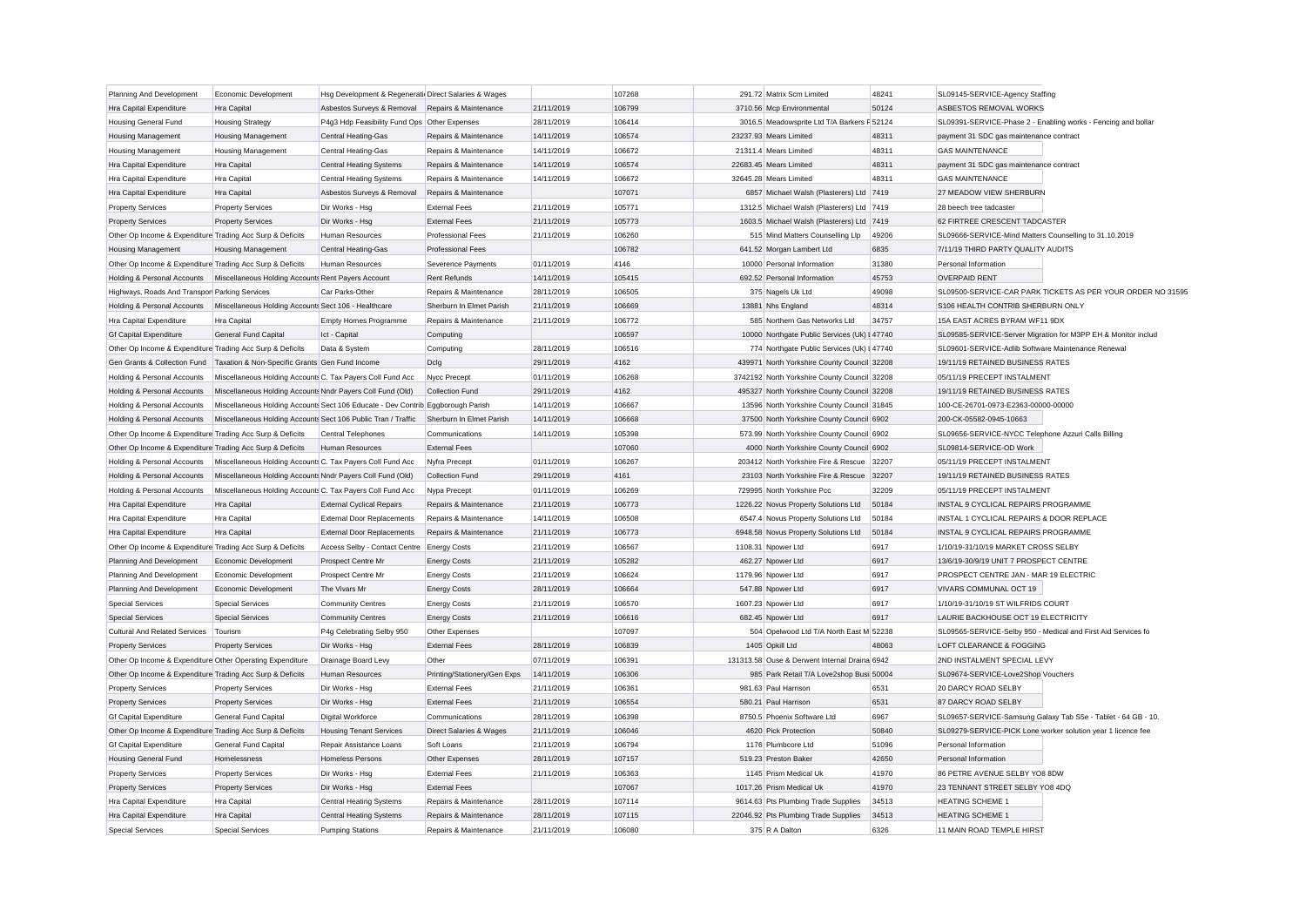| Planning And Development | Economic Development | Hsg Development & Regenerati | Direct Salaries & Wages | | 107268 | 291.72 | Matrix Scm Limited | 48241 | SL09145-SERVICE-Agency Staffing |
|---|---|---|---|---|---|---|---|---|---|
| Hra Capital Expenditure | Hra Capital | Asbestos Surveys & Removal | Repairs & Maintenance | 21/11/2019 | 106799 | 3710.56 | Mcp Environmental | 50124 | ASBESTOS REMOVAL WORKS |
| Housing General Fund | Housing Strategy | P4g3 Hdp Feasibility Fund Ops | Other Expenses | 28/11/2019 | 106414 | 3016.5 | Meadowsprite Ltd T/A Barkers F | 52124 | SL09391-SERVICE-Phase 2 - Enabling works - Fencing and bollar |
| Housing Management | Housing Management | Central Heating-Gas | Repairs & Maintenance | 14/11/2019 | 106574 | 23237.93 | Mears Limited | 48311 | payment 31 SDC gas maintenance contract |
| Housing Management | Housing Management | Central Heating-Gas | Repairs & Maintenance | 14/11/2019 | 106672 | 21311.4 | Mears Limited | 48311 | GAS MAINTENANCE |
| Hra Capital Expenditure | Hra Capital | Central Heating Systems | Repairs & Maintenance | 14/11/2019 | 106574 | 22683.45 | Mears Limited | 48311 | payment 31 SDC gas maintenance contract |
| Hra Capital Expenditure | Hra Capital | Central Heating Systems | Repairs & Maintenance | 14/11/2019 | 106672 | 32645.28 | Mears Limited | 48311 | GAS MAINTENANCE |
| Hra Capital Expenditure | Hra Capital | Asbestos Surveys & Removal | Repairs & Maintenance | | 107071 | 6857 | Michael Walsh (Plasterers) Ltd | 7419 | 27 MEADOW VIEW SHERBURN |
| Property Services | Property Services | Dir Works - Hsg | External Fees | 21/11/2019 | 105771 | 1312.5 | Michael Walsh (Plasterers) Ltd | 7419 | 28 beech tree tadcaster |
| Property Services | Property Services | Dir Works - Hsg | External Fees | 21/11/2019 | 105773 | 1603.5 | Michael Walsh (Plasterers) Ltd | 7419 | 62 FIRTREE CRESCENT TADCASTER |
| Other Op Income & Expenditure | Trading Acc Surp & Deficits | Human Resources | Professional Fees | 21/11/2019 | 106260 | 515 | Mind Matters Counselling Llp | 49206 | SL09666-SERVICE-Mind Matters Counselling to 31.10.2019 |
| Housing Management | Housing Management | Central Heating-Gas | Professional Fees | | 106782 | 641.52 | Morgan Lambert Ltd | 6835 | 7/11/19 THIRD PARTY QUALITY AUDITS |
| Other Op Income & Expenditure | Trading Acc Surp & Deficits | Human Resources | Severence Payments | 01/11/2019 | 4146 | 10000 | Personal Information | 31380 | Personal Information |
| Holding & Personal Accounts | Miscellaneous Holding Accounts | Rent Payers Account | Rent Refunds | 14/11/2019 | 105415 | 692.52 | Personal Information | 45753 | OVERPAID RENT |
| Highways, Roads And Transport | Parking Services | Car Parks-Other | Repairs & Maintenance | 28/11/2019 | 106505 | 375 | Nagels Uk Ltd | 49098 | SL09500-SERVICE-CAR PARK TICKETS AS PER YOUR ORDER NO 31595 |
| Holding & Personal Accounts | Miscellaneous Holding Accounts | Sect 106 - Healthcare | Sherburn In Elmet Parish | 21/11/2019 | 106669 | 13881 | Nhs England | 48314 | S106 HEALTH CONTRIB SHERBURN ONLY |
| Hra Capital Expenditure | Hra Capital | Empty Homes Programme | Repairs & Maintenance | 21/11/2019 | 106772 | 585 | Northern Gas Networks Ltd | 34757 | 15A EAST ACRES BYRAM WF11 9DX |
| Gf Capital Expenditure | General Fund Capital | Ict - Capital | Computing | | 106597 | 10000 | Northgate Public Services (Uk) L | 47740 | SL09585-SERVICE-Server Migration for M3PP EH & Monitor includ |
| Other Op Income & Expenditure | Trading Acc Surp & Deficits | Data & System | Computing | 28/11/2019 | 106516 | 774 | Northgate Public Services (Uk) L | 47740 | SL09601-SERVICE-Adlib Software Maintenance Renewal |
| Gen Grants & Collection Fund | Taxation & Non-Specific Grants | Gen Fund Income | Dclg | 29/11/2019 | 4162 | 439971 | North Yorkshire County Council | 32208 | 19/11/19 RETAINED BUSINESS RATES |
| Holding & Personal Accounts | Miscellaneous Holding Accounts | C. Tax Payers Coll Fund Acc | Nycc Precept | 01/11/2019 | 106268 | 3742192 | North Yorkshire County Council | 32208 | 05/11/19 PRECEPT INSTALMENT |
| Holding & Personal Accounts | Miscellaneous Holding Accounts | Nndr Payers Coll Fund (Old) | Collection Fund | 29/11/2019 | 4162 | 495327 | North Yorkshire County Council | 32208 | 19/11/19 RETAINED BUSINESS RATES |
| Holding & Personal Accounts | Miscellaneous Holding Accounts | Sect 106 Educate - Dev Contrib | Eggborough Parish | 14/11/2019 | 106667 | 13596 | North Yorkshire County Council | 31845 | 100-CE-26701-0973-E2363-00000-00000 |
| Holding & Personal Accounts | Miscellaneous Holding Accounts | Sect 106 Public Tran / Traffic | Sherburn In Elmet Parish | 14/11/2019 | 106668 | 37500 | North Yorkshire County Council | 6902 | 200-CK-05582-0945-10663 |
| Other Op Income & Expenditure | Trading Acc Surp & Deficits | Central Telephones | Communications | 14/11/2019 | 105398 | 573.99 | North Yorkshire County Council | 6902 | SL09656-SERVICE-NYCC Telephone Azzuri Calls Billing |
| Other Op Income & Expenditure | Trading Acc Surp & Deficits | Human Resources | External Fees | | 107060 | 4000 | North Yorkshire County Council | 6902 | SL09814-SERVICE-OD Work |
| Holding & Personal Accounts | Miscellaneous Holding Accounts | C. Tax Payers Coll Fund Acc | Nyfra Precept | 01/11/2019 | 106267 | 203412 | North Yorkshire Fire & Rescue | 32207 | 05/11/19 PRECEPT INSTALMENT |
| Holding & Personal Accounts | Miscellaneous Holding Accounts | Nndr Payers Coll Fund (Old) | Collection Fund | 29/11/2019 | 4161 | 23103 | North Yorkshire Fire & Rescue | 32207 | 19/11/19 RETAINED BUSINESS RATES |
| Holding & Personal Accounts | Miscellaneous Holding Accounts | C. Tax Payers Coll Fund Acc | Nypa Precept | 01/11/2019 | 106269 | 729995 | North Yorkshire Pcc | 32209 | 05/11/19 PRECEPT INSTALMENT |
| Hra Capital Expenditure | Hra Capital | External Cyclical Repairs | Repairs & Maintenance | 21/11/2019 | 106773 | 1226.22 | Novus Property Solutions Ltd | 50184 | INSTAL 9 CYCLICAL REPAIRS PROGRAMME |
| Hra Capital Expenditure | Hra Capital | External Door Replacements | Repairs & Maintenance | 14/11/2019 | 106508 | 6547.4 | Novus Property Solutions Ltd | 50184 | INSTAL 1 CYCLICAL REPAIRS & DOOR REPLACE |
| Hra Capital Expenditure | Hra Capital | External Door Replacements | Repairs & Maintenance | 21/11/2019 | 106773 | 6948.58 | Novus Property Solutions Ltd | 50184 | INSTAL 9 CYCLICAL REPAIRS PROGRAMME |
| Other Op Income & Expenditure | Trading Acc Surp & Deficits | Access Selby - Contact Centre | Energy Costs | 21/11/2019 | 106567 | 1108.31 | Npower Ltd | 6917 | 1/10/19-31/10/19 MARKET CROSS SELBY |
| Planning And Development | Economic Development | Prospect Centre Mr | Energy Costs | 21/11/2019 | 105282 | 462.27 | Npower Ltd | 6917 | 13/6/19-30/9/19 UNIT 7 PROSPECT CENTRE |
| Planning And Development | Economic Development | Prospect Centre Mr | Energy Costs | 21/11/2019 | 106624 | 1179.96 | Npower Ltd | 6917 | PROSPECT CENTRE JAN - MAR 19 ELECTRIC |
| Planning And Development | Economic Development | The Vivars Mr | Energy Costs | 28/11/2019 | 106664 | 547.88 | Npower Ltd | 6917 | VIVARS COMMUNAL OCT 19 |
| Special Services | Special Services | Community Centres | Energy Costs | 21/11/2019 | 106570 | 1607.23 | Npower Ltd | 6917 | 1/10/19-31/10/19 ST WILFRIDS COURT |
| Special Services | Special Services | Community Centres | Energy Costs | 21/11/2019 | 106616 | 682.45 | Npower Ltd | 6917 | LAURIE BACKHOUSE OCT 19 ELECTRICITY |
| Cultural And Related Services | Tourism | P4g Celebrating Selby 950 | Other Expenses | | 107097 | 504 | Opelwood Ltd T/A North East M | 52238 | SL09565-SERVICE-Selby 950 - Medical and First Aid Services fo |
| Property Services | Property Services | Dir Works - Hsg | External Fees | 28/11/2019 | 106839 | 1405 | Opkill Ltd | 48063 | LOFT CLEARANCE & FOGGING |
| Other Op Income & Expenditure | Other Operating Expenditure | Drainage Board Levy | Other | 07/11/2019 | 106391 | 131313.58 | Ouse & Derwent Internal Draina | 6942 | 2ND INSTALMENT SPECIAL LEVY |
| Other Op Income & Expenditure | Trading Acc Surp & Deficits | Human Resources | Printing/Stationery/Gen Exps | 14/11/2019 | 106306 | 985 | Park Retail T/A Love2shop Busi | 50004 | SL09674-SERVICE-Love2Shop Vouchers |
| Property Services | Property Services | Dir Works - Hsg | External Fees | 21/11/2019 | 106361 | 981.63 | Paul Harrison | 6531 | 20 DARCY ROAD SELBY |
| Property Services | Property Services | Dir Works - Hsg | External Fees | 21/11/2019 | 106554 | 580.21 | Paul Harrison | 6531 | 87 DARCY ROAD SELBY |
| Gf Capital Expenditure | General Fund Capital | Digital Workforce | Communications | 28/11/2019 | 106398 | 8750.5 | Phoenix Software Ltd | 6967 | SL09657-SERVICE-Samsung Galaxy Tab S5e - Tablet - 64 GB - 10. |
| Other Op Income & Expenditure | Trading Acc Surp & Deficits | Housing Tenant Services | Direct Salaries & Wages | 21/11/2019 | 106046 | 4620 | Pick Protection | 50840 | SL09279-SERVICE-PICK Lone worker solution year 1 licence fee |
| Gf Capital Expenditure | General Fund Capital | Repair Assistance Loans | Soft Loans | 21/11/2019 | 106794 | 1176 | Plumbcore Ltd | 51096 | Personal Information |
| Housing General Fund | Homelessness | Homeless Persons | Other Expenses | 28/11/2019 | 107157 | 519.23 | Preston Baker | 42650 | Personal Information |
| Property Services | Property Services | Dir Works - Hsg | External Fees | 21/11/2019 | 106363 | 1145 | Prism Medical Uk | 41970 | 86 PETRE AVENUE SELBY YO8 8DW |
| Property Services | Property Services | Dir Works - Hsg | External Fees | | 107067 | 1017.26 | Prism Medical Uk | 41970 | 23 TENNANT STREET SELBY YO8 4DQ |
| Hra Capital Expenditure | Hra Capital | Central Heating Systems | Repairs & Maintenance | 28/11/2019 | 107114 | 9614.63 | Pts Plumbing Trade Supplies | 34513 | HEATING SCHEME 1 |
| Hra Capital Expenditure | Hra Capital | Central Heating Systems | Repairs & Maintenance | 28/11/2019 | 107115 | 22046.92 | Pts Plumbing Trade Supplies | 34513 | HEATING SCHEME 1 |
| Special Services | Special Services | Pumping Stations | Repairs & Maintenance | 21/11/2019 | 106080 | 375 | R A Dalton | 6326 | 11 MAIN ROAD TEMPLE HIRST |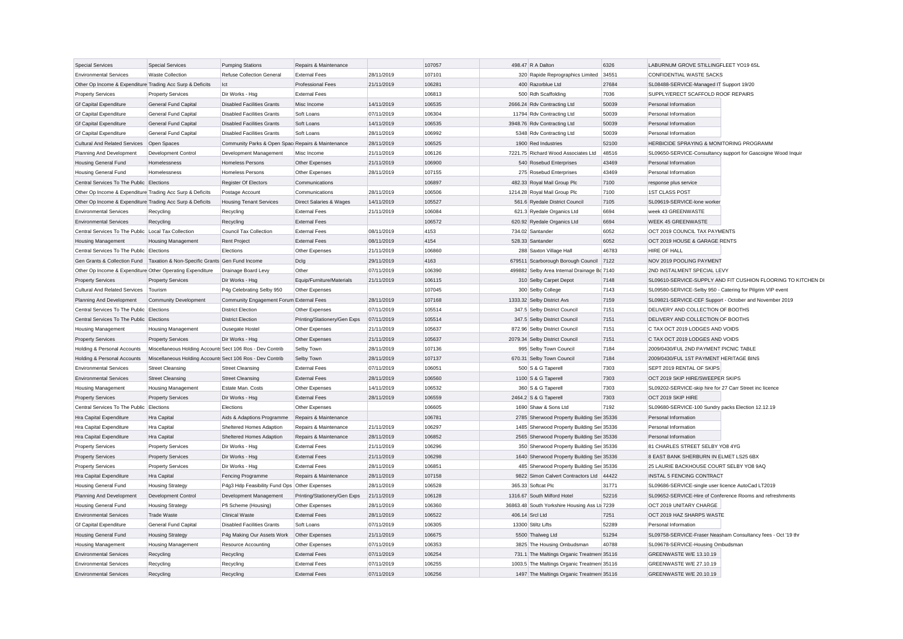| Special Services | Special Services | Pumping Stations | Repairs & Maintenance | | 107057 | 498.47 | R A Dalton | 6326 | LABURNUM GROVE STILLINGFLEET YO19 6SL |
|---|---|---|---|---|---|---|---|---|---|
| Environmental Services | Waste Collection | Refuse Collection General | External Fees | 28/11/2019 | 107101 | 320 | Rapide Reprographics Limited | 34551 | CONFIDENTIAL WASTE SACKS |
| Other Op Income & Expenditure | Trading Acc Surp & Deficits | Ict | Professional Fees | 21/11/2019 | 106281 | 400 | Razorblue Ltd | 27684 | SL08488-SERVICE-Managed IT Support 19/20 |
| Property Services | Property Services | Dir Works - Hsg | External Fees | | 106813 | 500 | Rdh Scaffolding | 7036 | SUPPLY/ERECT SCAFFOLD ROOF REPAIRS |
| Gf Capital Expenditure | General Fund Capital | Disabled Facilities Grants | Misc Income | 14/11/2019 | 106535 | 2666.24 | Rdv Contracting Ltd | 50039 | Personal Information |
| Gf Capital Expenditure | General Fund Capital | Disabled Facilities Grants | Soft Loans | 07/11/2019 | 106304 | 11794 | Rdv Contracting Ltd | 50039 | Personal Information |
| Gf Capital Expenditure | General Fund Capital | Disabled Facilities Grants | Soft Loans | 14/11/2019 | 106535 | 3948.76 | Rdv Contracting Ltd | 50039 | Personal Information |
| Gf Capital Expenditure | General Fund Capital | Disabled Facilities Grants | Soft Loans | 28/11/2019 | 106992 | 5348 | Rdv Contracting Ltd | 50039 | Personal Information |
| Cultural And Related Services | Open Spaces | Community Parks & Open Spac | Repairs & Maintenance | 28/11/2019 | 106525 | 1900 | Red Industries | 52100 | HERBICIDE SPRAYING & MONITORING PROGRAMM |
| Planning And Development | Development Control | Development Management | Misc Income | 21/11/2019 | 106126 | 7221.75 | Richard Wood Associates Ltd | 48516 | SL09650-SERVICE-Consultancy support for Gascoigne Wood Inquir |
| Housing General Fund | Homelessness | Homeless Persons | Other Expenses | 21/11/2019 | 106900 | 540 | Rosebud Enterprises | 43469 | Personal Information |
| Housing General Fund | Homelessness | Homeless Persons | Other Expenses | 28/11/2019 | 107155 | 275 | Rosebud Enterprises | 43469 | Personal Information |
| Central Services To The Public | Elections | Register Of Electors | Communications | | 106897 | 482.33 | Royal Mail Group Plc | 7100 | response plus service |
| Other Op Income & Expenditure | Trading Acc Surp & Deficits | Postage Account | Communications | 28/11/2019 | 106506 | 1214.28 | Royal Mail Group Plc | 7100 | 1ST CLASS POST |
| Other Op Income & Expenditure | Trading Acc Surp & Deficits | Housing Tenant Services | Direct Salaries & Wages | 14/11/2019 | 105527 | 561.6 | Ryedale District Council | 7105 | SL09619-SERVICE-lone worker |
| Environmental Services | Recycling | Recycling | External Fees | 21/11/2019 | 106084 | 621.3 | Ryedale Organics Ltd | 6694 | week 43 GREENWASTE |
| Environmental Services | Recycling | Recycling | External Fees | | 106572 | 620.92 | Ryedale Organics Ltd | 6694 | WEEK 45 GREENWASTE |
| Central Services To The Public | Local Tax Collection | Council Tax Collection | External Fees | 08/11/2019 | 4153 | 734.02 | Santander | 6052 | OCT 2019 COUNCIL TAX PAYMENTS |
| Housing Management | Housing Management | Rent Project | External Fees | 08/11/2019 | 4154 | 528.33 | Santander | 6052 | OCT 2019 HOUSE & GARAGE RENTS |
| Central Services To The Public | Elections | Elections | Other Expenses | 21/11/2019 | 106860 | 288 | Saxton Village Hall | 46783 | HIRE OF HALL |
| Gen Grants & Collection Fund | Taxation & Non-Specific Grants | Gen Fund Income | Dclg | 29/11/2019 | 4163 | 679511 | Scarborough Borough Council | 7122 | NOV 2019 POOLING PAYMENT |
| Other Op Income & Expenditure | Other Operating Expenditure | Drainage Board Levy | Other | 07/11/2019 | 106390 | 499882 | Selby Area Internal Drainage Bo | 7140 | 2ND INSTALMENT SPECIAL LEVY |
| Property Services | Property Services | Dir Works - Hsg | Equip/Furniture/Materials | 21/11/2019 | 106115 | 310 | Selby Carpet Depot | 7148 | SL09610-SERVICE-SUPPLY AND FIT CUSHION FLOORING TO KITCHEN DI |
| Cultural And Related Services | Tourism | P4g Celebrating Selby 950 | Other Expenses | | 107045 | 300 | Selby College | 7143 | SL09580-SERVICE-Selby 950 - Catering for Pilgrim VIP event |
| Planning And Development | Community Development | Community Engagement Forum | External Fees | 28/11/2019 | 107168 | 1333.32 | Selby District Avs | 7159 | SL09821-SERVICE-CEF Support - October and November 2019 |
| Central Services To The Public | Elections | District Election | Other Expenses | 07/11/2019 | 105514 | 347.5 | Selby District Council | 7151 | DELIVERY AND COLLECTION OF BOOTHS |
| Central Services To The Public | Elections | District Election | Printing/Stationery/Gen Exps | 07/11/2019 | 105514 | 347.5 | Selby District Council | 7151 | DELIVERY AND COLLECTION OF BOOTHS |
| Housing Management | Housing Management | Ousegate Hostel | Other Expenses | 21/11/2019 | 105637 | 872.96 | Selby District Council | 7151 | C TAX OCT 2019 LODGES AND VOIDS |
| Property Services | Property Services | Dir Works - Hsg | Other Expenses | 21/11/2019 | 105637 | 2079.34 | Selby District Council | 7151 | C TAX OCT 2019 LODGES AND VOIDS |
| Holding & Personal Accounts | Miscellaneous Holding Accounts | Sect 106 Ros - Dev Contrib | Selby Town | 28/11/2019 | 107136 | 995 | Selby Town Council | 7184 | 2009/0430/FUL 2ND PAYMENT PICNIC TABLE |
| Holding & Personal Accounts | Miscellaneous Holding Accounts | Sect 106 Ros - Dev Contrib | Selby Town | 28/11/2019 | 107137 | 670.31 | Selby Town Council | 7184 | 2009/0430/FUL 1ST PAYMENT HERITAGE BINS |
| Environmental Services | Street Cleansing | Street Cleansing | External Fees | 07/11/2019 | 106051 | 500 | S & G Taperell | 7303 | SEPT 2019 RENTAL OF SKIPS |
| Environmental Services | Street Cleansing | Street Cleansing | External Fees | 28/11/2019 | 106560 | 1100 | S & G Taperell | 7303 | OCT 2019 SKIP HIRE/SWEEPER SKIPS |
| Housing Management | Housing Management | Estate Man. Costs | Other Expenses | 14/11/2019 | 106532 | 360 | S & G Taperell | 7303 | SL09202-SERVICE-skip hire for 27 Carr Street inc licence |
| Property Services | Property Services | Dir Works - Hsg | External Fees | 28/11/2019 | 106559 | 2464.2 | S & G Taperell | 7303 | OCT 2019 SKIP HIRE |
| Central Services To The Public | Elections | Elections | Other Expenses | | 106605 | 1690 | Shaw & Sons Ltd | 7192 | SL09680-SERVICE-100 Sundry packs Election 12.12.19 |
| Hra Capital Expenditure | Hra Capital | Aids & Adaptions Programme | Repairs & Maintenance | | 106781 | 2785 | Sherwood Property Building Ser | 35336 | Personal Information |
| Hra Capital Expenditure | Hra Capital | Sheltered Homes Adaption | Repairs & Maintenance | 21/11/2019 | 106297 | 1485 | Sherwood Property Building Ser | 35336 | Personal Information |
| Hra Capital Expenditure | Hra Capital | Sheltered Homes Adaption | Repairs & Maintenance | 28/11/2019 | 106852 | 2565 | Sherwood Property Building Ser | 35336 | Personal Information |
| Property Services | Property Services | Dir Works - Hsg | External Fees | 21/11/2019 | 106296 | 350 | Sherwood Property Building Ser | 35336 | 81 CHARLES STREET SELBY YO8 4YG |
| Property Services | Property Services | Dir Works - Hsg | External Fees | 21/11/2019 | 106298 | 1640 | Sherwood Property Building Ser | 35336 | 8 EAST BANK SHERBURN IN ELMET LS25 6BX |
| Property Services | Property Services | Dir Works - Hsg | External Fees | 28/11/2019 | 106851 | 485 | Sherwood Property Building Ser | 35336 | 25 LAURIE BACKHOUSE COURT SELBY YO8 9AQ |
| Hra Capital Expenditure | Hra Capital | Fencing Programme | Repairs & Maintenance | 28/11/2019 | 107158 | 9822 | Simon Calvert Contractors Ltd | 44422 | INSTAL 5 FENCING CONTRACT |
| Housing General Fund | Housing Strategy | P4g3 Hdp Feasibility Fund Ops | Other Expenses | 28/11/2019 | 106528 | 365.33 | Softcat Plc | 31771 | SL09686-SERVICE-single user licence AutoCad LT2019 |
| Planning And Development | Development Control | Development Management | Printing/Stationery/Gen Exps | 21/11/2019 | 106128 | 1316.67 | South Milford Hotel | 52216 | SL09652-SERVICE-Hire of Conference Rooms and refreshments |
| Housing General Fund | Housing Strategy | Pfi Scheme (Housing) | Other Expenses | 28/11/2019 | 106360 | 36863.48 | South Yorkshire Housing Ass Lt | 7239 | OCT 2019 UNITARY CHARGE |
| Environmental Services | Trade Waste | Clinical Waste | External Fees | 28/11/2019 | 106522 | 406.14 | Srcl Ltd | 7251 | OCT 2019 HAZ SHARPS WASTE |
| Gf Capital Expenditure | General Fund Capital | Disabled Facilities Grants | Soft Loans | 07/11/2019 | 106305 | 13300 | Stiltz Lifts | 52289 | Personal Information |
| Housing General Fund | Housing Strategy | P4g Making Our Assets Work | Other Expenses | 21/11/2019 | 106675 | 5500 | Thalweg Ltd | 51294 | SL09758-SERVICE-Fraser Neasham Consultancy fees - Oct '19 thr |
| Housing Management | Housing Management | Resource Accounting | Other Expenses | 07/11/2019 | 106353 | 3825 | The Housing Ombudsman | 40788 | SL09678-SERVICE-Housing Ombudsman |
| Environmental Services | Recycling | Recycling | External Fees | 07/11/2019 | 106254 | 731.1 | The Maltings Organic Treatment | 35116 | GREENWASTE W/E 13.10.19 |
| Environmental Services | Recycling | Recycling | External Fees | 07/11/2019 | 106255 | 1003.5 | The Maltings Organic Treatment | 35116 | GREENWASTE W/E 27.10.19 |
| Environmental Services | Recycling | Recycling | External Fees | 07/11/2019 | 106256 | 1497 | The Maltings Organic Treatment | 35116 | GREENWASTE W/E 20.10.19 |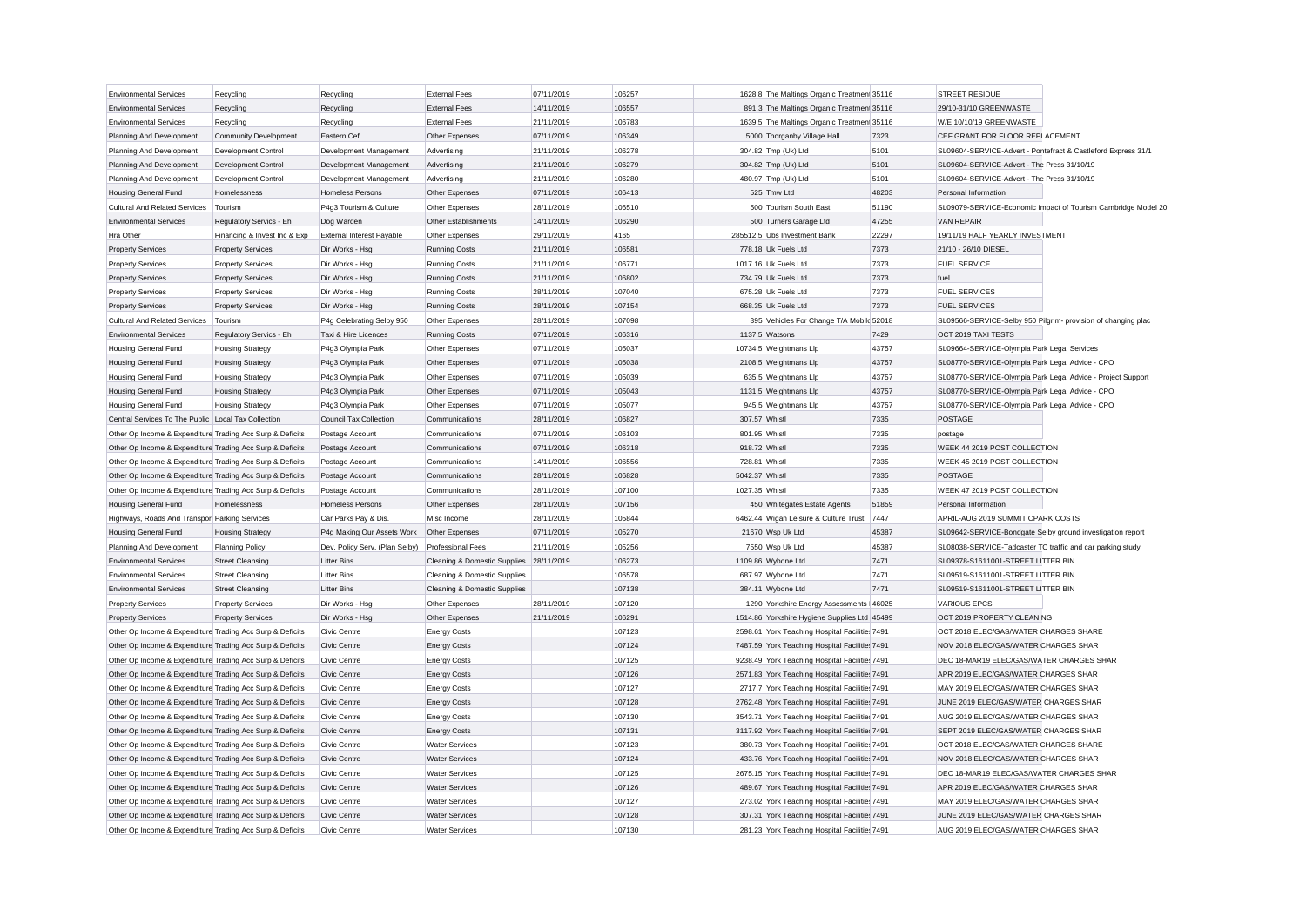| Environmental Services | Recycling | Recycling | External Fees | 07/11/2019 | 106257 | 1628.8 | The Maltings Organic Treatment | 35116 | STREET RESIDUE |
|---|---|---|---|---|---|---|---|---|---|
| Environmental Services | Recycling | Recycling | External Fees | 14/11/2019 | 106557 | 891.3 | The Maltings Organic Treatment | 35116 | 29/10-31/10 GREENWASTE |
| Environmental Services | Recycling | Recycling | External Fees | 21/11/2019 | 106783 | 1639.5 | The Maltings Organic Treatment | 35116 | W/E 10/10/19 GREENWASTE |
| Planning And Development | Community Development | Eastern Cef | Other Expenses | 07/11/2019 | 106349 | 5000 | Thorganby Village Hall | 7323 | CEF GRANT FOR FLOOR REPLACEMENT |
| Planning And Development | Development Control | Development Management | Advertising | 21/11/2019 | 106278 | 304.82 | Tmp (Uk) Ltd | 5101 | SL09604-SERVICE-Advert - Pontefract & Castleford Express 31/1 |
| Planning And Development | Development Control | Development Management | Advertising | 21/11/2019 | 106279 | 304.82 | Tmp (Uk) Ltd | 5101 | SL09604-SERVICE-Advert - The Press 31/10/19 |
| Planning And Development | Development Control | Development Management | Advertising | 21/11/2019 | 106280 | 480.97 | Tmp (Uk) Ltd | 5101 | SL09604-SERVICE-Advert - The Press 31/10/19 |
| Housing General Fund | Homelessness | Homeless Persons | Other Expenses | 07/11/2019 | 106413 | 525 | Tmw Ltd | 48203 | Personal Information |
| Cultural And Related Services | Tourism | P4g3 Tourism & Culture | Other Expenses | 28/11/2019 | 106510 | 500 | Tourism South East | 51190 | SL09079-SERVICE-Economic Impact of Tourism Cambridge Model 20 |
| Environmental Services | Regulatory Servics - Eh | Dog Warden | Other Establishments | 14/11/2019 | 106290 | 500 | Turners Garage Ltd | 47255 | VAN REPAIR |
| Hra Other | Financing & Invest Inc & Exp | External Interest Payable | Other Expenses | 29/11/2019 | 4165 | 285512.5 | Ubs Investment Bank | 22297 | 19/11/19 HALF YEARLY INVESTMENT |
| Property Services | Property Services | Dir Works - Hsg | Running Costs | 21/11/2019 | 106581 | 778.18 | Uk Fuels Ltd | 7373 | 21/10 - 26/10 DIESEL |
| Property Services | Property Services | Dir Works - Hsg | Running Costs | 21/11/2019 | 106771 | 1017.16 | Uk Fuels Ltd | 7373 | FUEL SERVICE |
| Property Services | Property Services | Dir Works - Hsg | Running Costs | 21/11/2019 | 106802 | 734.79 | Uk Fuels Ltd | 7373 | fuel |
| Property Services | Property Services | Dir Works - Hsg | Running Costs | 28/11/2019 | 107040 | 675.28 | Uk Fuels Ltd | 7373 | FUEL SERVICES |
| Property Services | Property Services | Dir Works - Hsg | Running Costs | 28/11/2019 | 107154 | 668.35 | Uk Fuels Ltd | 7373 | FUEL SERVICES |
| Cultural And Related Services | Tourism | P4g Celebrating Selby 950 | Other Expenses | 28/11/2019 | 107098 | 395 | Vehicles For Change T/A Mobile | 52018 | SL09566-SERVICE-Selby 950 Pilgrim- provision of changing plac |
| Environmental Services | Regulatory Servics - Eh | Taxi & Hire Licences | Running Costs | 07/11/2019 | 106316 | 1137.5 | Watsons | 7429 | OCT 2019 TAXI TESTS |
| Housing General Fund | Housing Strategy | P4g3 Olympia Park | Other Expenses | 07/11/2019 | 105037 | 10734.5 | Weightmans Llp | 43757 | SL09664-SERVICE-Olympia Park Legal Services |
| Housing General Fund | Housing Strategy | P4g3 Olympia Park | Other Expenses | 07/11/2019 | 105038 | 2108.5 | Weightmans Llp | 43757 | SL08770-SERVICE-Olympia Park Legal Advice - CPO |
| Housing General Fund | Housing Strategy | P4g3 Olympia Park | Other Expenses | 07/11/2019 | 105039 | 635.5 | Weightmans Llp | 43757 | SL08770-SERVICE-Olympia Park Legal Advice - Project Support |
| Housing General Fund | Housing Strategy | P4g3 Olympia Park | Other Expenses | 07/11/2019 | 105043 | 1131.5 | Weightmans Llp | 43757 | SL08770-SERVICE-Olympia Park Legal Advice - CPO |
| Housing General Fund | Housing Strategy | P4g3 Olympia Park | Other Expenses | 07/11/2019 | 105077 | 945.5 | Weightmans Llp | 43757 | SL08770-SERVICE-Olympia Park Legal Advice - CPO |
| Central Services To The Public | Local Tax Collection | Council Tax Collection | Communications | 28/11/2019 | 106827 | 307.57 | Whistl | 7335 | POSTAGE |
| Other Op Income & Expenditure | Trading Acc Surp & Deficits | Postage Account | Communications | 07/11/2019 | 106103 | 801.95 | Whistl | 7335 | postage |
| Other Op Income & Expenditure | Trading Acc Surp & Deficits | Postage Account | Communications | 07/11/2019 | 106318 | 918.72 | Whistl | 7335 | WEEK 44 2019 POST COLLECTION |
| Other Op Income & Expenditure | Trading Acc Surp & Deficits | Postage Account | Communications | 14/11/2019 | 106556 | 728.81 | Whistl | 7335 | WEEK 45 2019 POST COLLECTION |
| Other Op Income & Expenditure | Trading Acc Surp & Deficits | Postage Account | Communications | 28/11/2019 | 106828 | 5042.37 | Whistl | 7335 | POSTAGE |
| Other Op Income & Expenditure | Trading Acc Surp & Deficits | Postage Account | Communications | 28/11/2019 | 107100 | 1027.35 | Whistl | 7335 | WEEK 47 2019 POST COLLECTION |
| Housing General Fund | Homelessness | Homeless Persons | Other Expenses | 28/11/2019 | 107156 | 450 | Whitegates Estate Agents | 51859 | Personal Information |
| Highways, Roads And Transport | Parking Services | Car Parks Pay & Dis. | Misc Income | 28/11/2019 | 105844 | 6462.44 | Wigan Leisure & Culture Trust | 7447 | APRIL-AUG 2019 SUMMIT CPARK COSTS |
| Housing General Fund | Housing Strategy | P4g Making Our Assets Work | Other Expenses | 07/11/2019 | 105270 | 21670 | Wsp Uk Ltd | 45387 | SL09642-SERVICE-Bondgate Selby ground investigation report |
| Planning And Development | Planning Policy | Dev. Policy Serv. (Plan Selby) | Professional Fees | 21/11/2019 | 105256 | 7550 | Wsp Uk Ltd | 45387 | SL08038-SERVICE-Tadcaster TC traffic and car parking study |
| Environmental Services | Street Cleansing | Litter Bins | Cleaning & Domestic Supplies | 28/11/2019 | 106273 | 1109.86 | Wybone Ltd | 7471 | SL09378-S1611001-STREET LITTER BIN |
| Environmental Services | Street Cleansing | Litter Bins | Cleaning & Domestic Supplies | | 106578 | 687.97 | Wybone Ltd | 7471 | SL09519-S1611001-STREET LITTER BIN |
| Environmental Services | Street Cleansing | Litter Bins | Cleaning & Domestic Supplies | | 107138 | 384.11 | Wybone Ltd | 7471 | SL09519-S1611001-STREET LITTER BIN |
| Property Services | Property Services | Dir Works - Hsg | Other Expenses | 28/11/2019 | 107120 | 1290 | Yorkshire Energy Assessments | 46025 | VARIOUS EPCS |
| Property Services | Property Services | Dir Works - Hsg | Other Expenses | 21/11/2019 | 106291 | 1514.86 | Yorkshire Hygiene Supplies Ltd | 45499 | OCT 2019 PROPERTY CLEANING |
| Other Op Income & Expenditure | Trading Acc Surp & Deficits | Civic Centre | Energy Costs | | 107123 | 2598.61 | York Teaching Hospital Facilities | 7491 | OCT 2018 ELEC/GAS/WATER CHARGES SHARE |
| Other Op Income & Expenditure | Trading Acc Surp & Deficits | Civic Centre | Energy Costs | | 107124 | 7487.59 | York Teaching Hospital Facilities | 7491 | NOV 2018 ELEC/GAS/WATER CHARGES SHAR |
| Other Op Income & Expenditure | Trading Acc Surp & Deficits | Civic Centre | Energy Costs | | 107125 | 9238.49 | York Teaching Hospital Facilities | 7491 | DEC 18-MAR19 ELEC/GAS/WATER CHARGES SHAR |
| Other Op Income & Expenditure | Trading Acc Surp & Deficits | Civic Centre | Energy Costs | | 107126 | 2571.83 | York Teaching Hospital Facilities | 7491 | APR 2019 ELEC/GAS/WATER CHARGES SHAR |
| Other Op Income & Expenditure | Trading Acc Surp & Deficits | Civic Centre | Energy Costs | | 107127 | 2717.7 | York Teaching Hospital Facilities | 7491 | MAY 2019 ELEC/GAS/WATER CHARGES SHAR |
| Other Op Income & Expenditure | Trading Acc Surp & Deficits | Civic Centre | Energy Costs | | 107128 | 2762.48 | York Teaching Hospital Facilities | 7491 | JUNE 2019 ELEC/GAS/WATER CHARGES SHAR |
| Other Op Income & Expenditure | Trading Acc Surp & Deficits | Civic Centre | Energy Costs | | 107130 | 3543.71 | York Teaching Hospital Facilities | 7491 | AUG 2019 ELEC/GAS/WATER CHARGES SHAR |
| Other Op Income & Expenditure | Trading Acc Surp & Deficits | Civic Centre | Energy Costs | | 107131 | 3117.92 | York Teaching Hospital Facilities | 7491 | SEPT 2019 ELEC/GAS/WATER CHARGES SHAR |
| Other Op Income & Expenditure | Trading Acc Surp & Deficits | Civic Centre | Water Services | | 107123 | 380.73 | York Teaching Hospital Facilities | 7491 | OCT 2018 ELEC/GAS/WATER CHARGES SHARE |
| Other Op Income & Expenditure | Trading Acc Surp & Deficits | Civic Centre | Water Services | | 107124 | 433.76 | York Teaching Hospital Facilities | 7491 | NOV 2018 ELEC/GAS/WATER CHARGES SHAR |
| Other Op Income & Expenditure | Trading Acc Surp & Deficits | Civic Centre | Water Services | | 107125 | 2675.15 | York Teaching Hospital Facilities | 7491 | DEC 18-MAR19 ELEC/GAS/WATER CHARGES SHAR |
| Other Op Income & Expenditure | Trading Acc Surp & Deficits | Civic Centre | Water Services | | 107126 | 489.67 | York Teaching Hospital Facilities | 7491 | APR 2019 ELEC/GAS/WATER CHARGES SHAR |
| Other Op Income & Expenditure | Trading Acc Surp & Deficits | Civic Centre | Water Services | | 107127 | 273.02 | York Teaching Hospital Facilities | 7491 | MAY 2019 ELEC/GAS/WATER CHARGES SHAR |
| Other Op Income & Expenditure | Trading Acc Surp & Deficits | Civic Centre | Water Services | | 107128 | 307.31 | York Teaching Hospital Facilities | 7491 | JUNE 2019 ELEC/GAS/WATER CHARGES SHAR |
| Other Op Income & Expenditure | Trading Acc Surp & Deficits | Civic Centre | Water Services | | 107130 | 281.23 | York Teaching Hospital Facilities | 7491 | AUG 2019 ELEC/GAS/WATER CHARGES SHAR |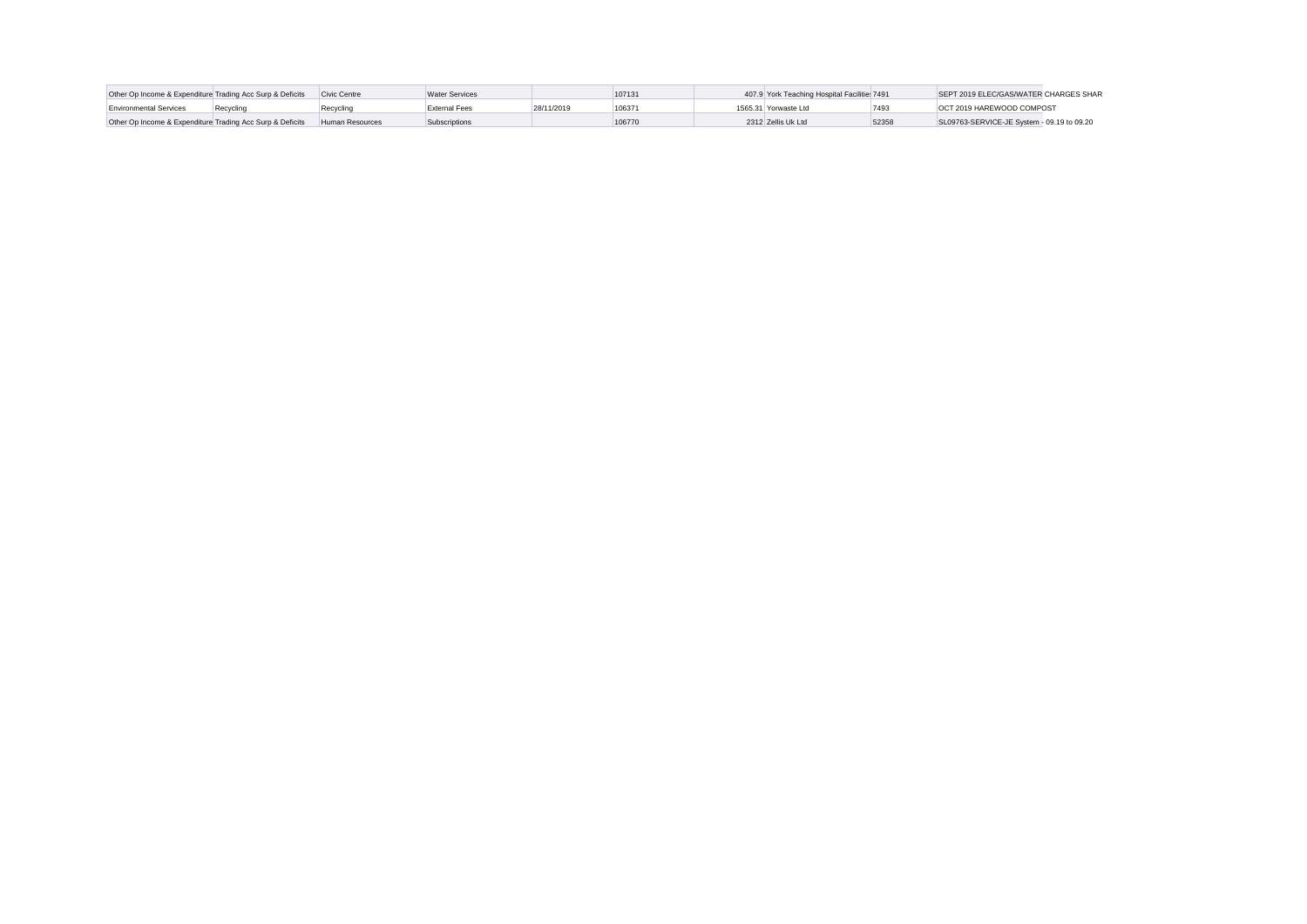| | | | | | | | | | |
|---|---|---|---|---|---|---|---|---|---|
| Other Op Income & Expenditure | Trading Acc Surp & Deficits | Civic Centre | Water Services | | 107131 | 407.9 | York Teaching Hospital Facilities | 7491 | SEPT 2019 ELEC/GAS/WATER CHARGES SHAR |
| Environmental Services | Recycling | Recycling | External Fees | 28/11/2019 | 106371 | 1565.31 | Yorwaste Ltd | 7493 | OCT 2019 HAREWOOD COMPOST |
| Other Op Income & Expenditure | Trading Acc Surp & Deficits | Human Resources | Subscriptions | | 106770 | 2312 | Zellis Uk Ltd | 52358 | SL09763-SERVICE-JE System - 09.19 to 09.20 |